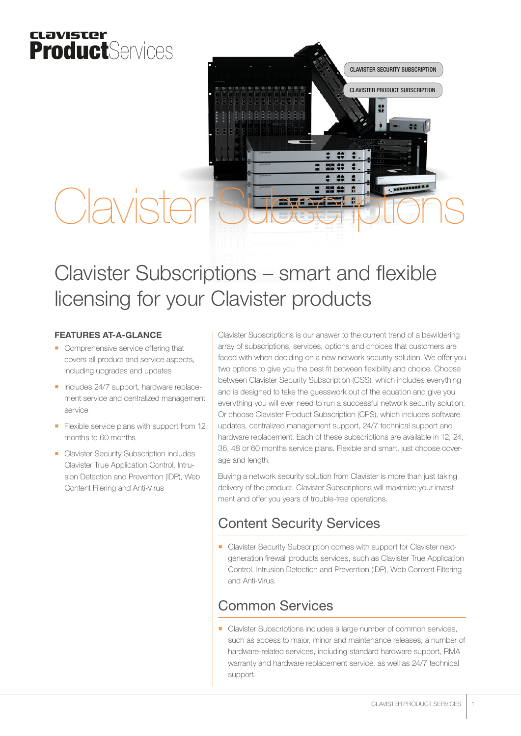clavister **Product**Services

CLAVISTER SECURITY SUBSCRIPTION

CLAVISTER PRODUCT SUBSCRIPTION

# Clavister Subscriptions

## Clavister Subscriptions – smart and flexible licensing for your Clavister products

**FEATURES AT-A-GLANCE**

- Comprehensive service offering that covers all product and service aspects, including upgrades and updates
- Includes 24/7 support, hardware replacement service and centralized management service
- Flexible service plans with support from 12 months to 60 months
- Clavister Security Subscription includes Clavister True Application Control, Intrusion Detection and Prevention (IDP), Web Content Filering and Anti-Virus

Clavister Subscriptions is our answer to the current trend of a bewildering array of subscriptions, services, options and choices that customers are faced with when deciding on a new network security solution. We offer you two options to give you the best fit between flexibility and choice. Choose between Clavister Security Subscription (CSS), which includes everything and is designed to take the guesswork out of the equation and give you everything you will ever need to run a successful network security solution. Or choose Clavister Product Subscription (CPS), which includes software updates, centralized management support, 24/7 technical support and hardware replacement. Each of these subscriptions are available in 12, 24, 36, 48 or 60 months service plans. Flexible and smart, just choose coverage and length.

Buying a network security solution from Clavister is more than just taking delivery of the product. Clavister Subscriptions will maximize your investment and offer you years of trouble-free operations.

## Content Security Services

- Clavister Security Subscription comes with support for Clavister next-generation firewall products services, such as Clavister True Application Control, Intrusion Detection and Prevention (IDP), Web Content Filtering and Anti-Virus.

## Common Services

- Clavister Subscriptions includes a large number of common services, such as access to major, minor and maintenance releases, a number of hardware-related services, including standard hardware support, RMA warranty and hardware replacement service, as well as 24/7 technical support.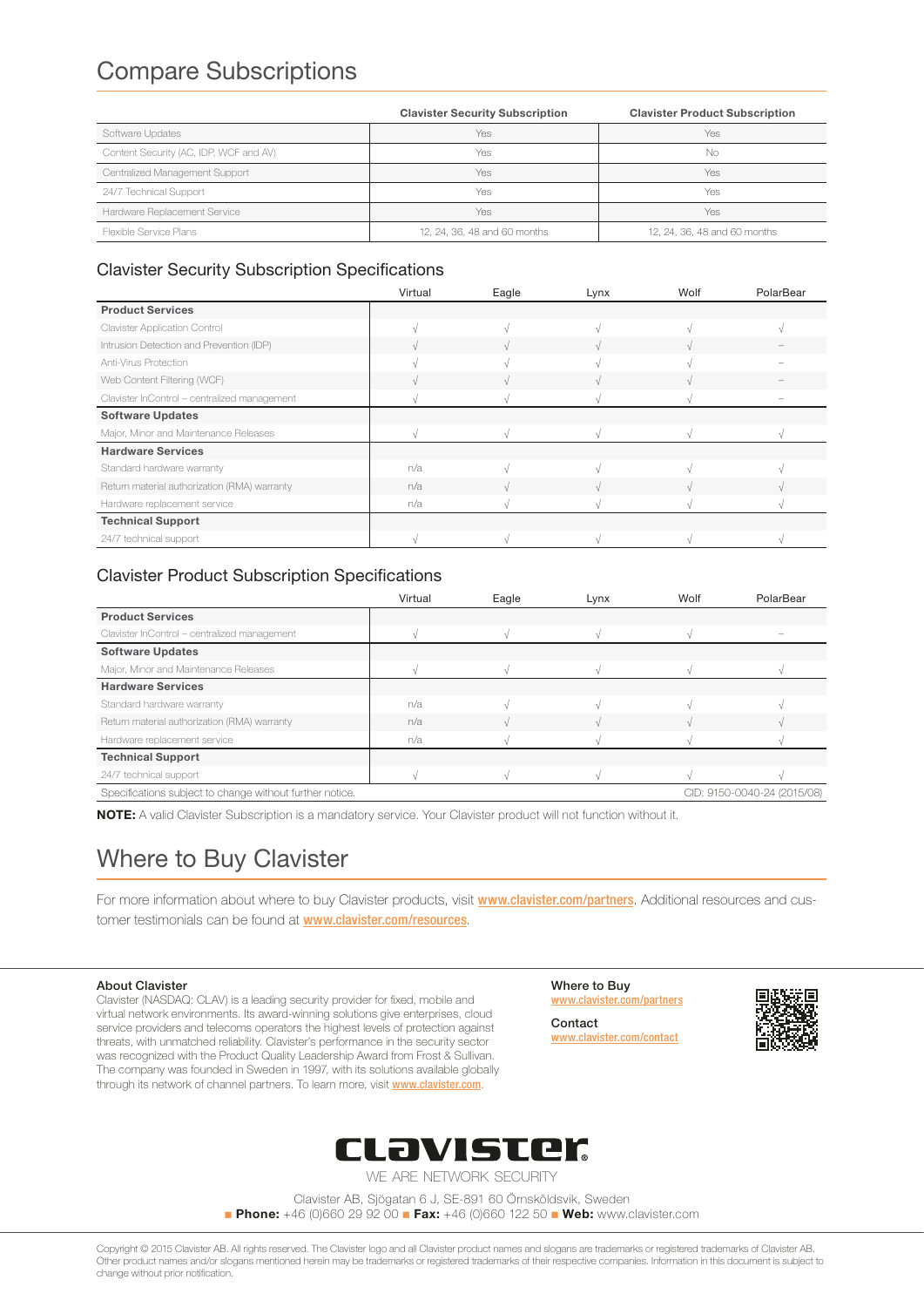# Compare Subscriptions

| | Clavister Security Subscription | Clavister Product Subscription |
|---|---|---|
| Software Updates | Yes | Yes |
| Content Security (AC, IDP, WCF and AV) | Yes | No |
| Centralized Management Support | Yes | Yes |
| 24/7 Technical Support | Yes | Yes |
| Hardware Replacement Service | Yes | Yes |
| Flexible Service Plans | 12, 24, 36, 48 and 60 months | 12, 24, 36, 48 and 60 months |

## Clavister Security Subscription Specifications

| | Virtual | Eagle | Lynx | Wolf | PolarBear |
|---|---|---|---|---|---|
| **Product Services** | | | | | |
| Clavister Application Control | √ | √ | √ | √ | √ |
| Intrusion Detection and Prevention (IDP) | √ | √ | √ | √ | – |
| Anti-Virus Protection | √ | √ | √ | √ | – |
| Web Content Filtering (WCF) | √ | √ | √ | √ | – |
| Clavister InControl – centralized management | √ | √ | √ | √ | – |
| **Software Updates** | | | | | |
| Major, Minor and Maintenance Releases | √ | √ | √ | √ | √ |
| **Hardware Services** | | | | | |
| Standard hardware warranty | n/a | √ | √ | √ | √ |
| Return material authorization (RMA) warranty | n/a | √ | √ | √ | √ |
| Hardware replacement service | n/a | √ | √ | √ | √ |
| **Technical Support** | | | | | |
| 24/7 technical support | √ | √ | √ | √ | √ |

## Clavister Product Subscription Specifications

| | Virtual | Eagle | Lynx | Wolf | PolarBear |
|---|---|---|---|---|---|
| **Product Services** | | | | | |
| Clavister InControl – centralized management | √ | √ | √ | √ | – |
| **Software Updates** | | | | | |
| Major, Minor and Maintenance Releases | √ | √ | √ | √ | √ |
| **Hardware Services** | | | | | |
| Standard hardware warranty | n/a | √ | √ | √ | √ |
| Return material authorization (RMA) warranty | n/a | √ | √ | √ | √ |
| Hardware replacement service | n/a | √ | √ | √ | √ |
| **Technical Support** | | | | | |
| 24/7 technical support | √ | √ | √ | √ | √ |

Specifications subject to change without further notice. CID: 9150-0040-24 (2015/08)

**NOTE:** A valid Clavister Subscription is a mandatory service. Your Clavister product will not function without it.

# Where to Buy Clavister

For more information about where to buy Clavister products, visit www.clavister.com/partners. Additional resources and customer testimonials can be found at www.clavister.com/resources.

**About Clavister**
Clavister (NASDAQ: CLAV) is a leading security provider for fixed, mobile and virtual network environments. Its award-winning solutions give enterprises, cloud service providers and telecoms operators the highest levels of protection against threats, with unmatched reliability. Clavister's performance in the security sector was recognized with the Product Quality Leadership Award from Frost & Sullivan. The company was founded in Sweden in 1997, with its solutions available globally through its network of channel partners. To learn more, visit www.clavister.com.

**Where to Buy**
www.clavister.com/partners

**Contact**
www.clavister.com/contact

CLAVISTER®
WE ARE NETWORK SECURITY

Clavister AB, Sjögatan 6 J, SE-891 60 Örnsköldsvik, Sweden
■ **Phone:** +46 (0)660 29 92 00 ■ **Fax:** +46 (0)660 122 50 ■ **Web:** www.clavister.com

Copyright © 2015 Clavister AB. All rights reserved. The Clavister logo and all Clavister product names and slogans are trademarks or registered trademarks of Clavister AB. Other product names and/or slogans mentioned herein may be trademarks or registered trademarks of their respective companies. Information in this document is subject to change without prior notification.